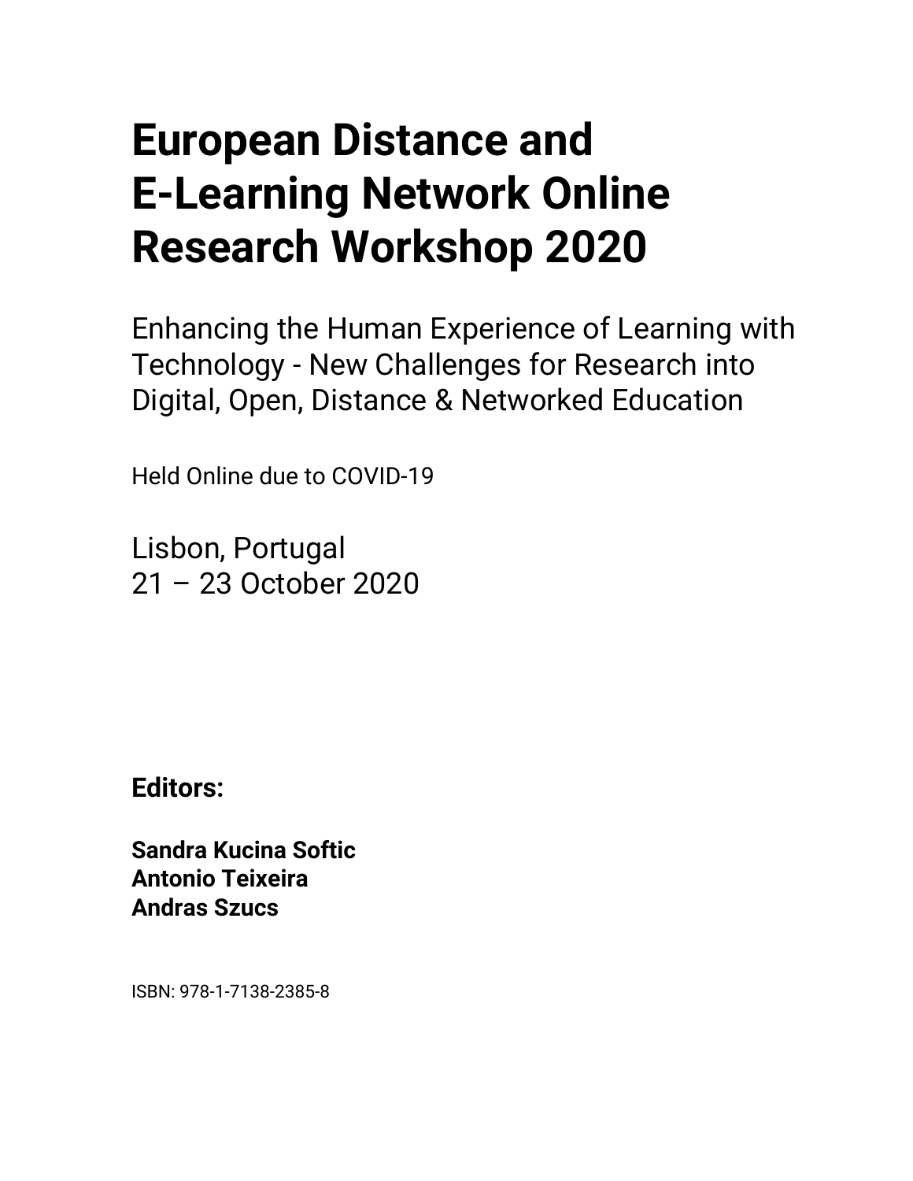# European Distance and E-Learning Network Online Research Workshop 2020

Enhancing the Human Experience of Learning with Technology - New Challenges for Research into Digital, Open, Distance & Networked Education

Held Online due to COVID-19

Lisbon, Portugal
21 – 23 October 2020

**Editors:**

**Sandra Kucina Softic**
**Antonio Teixeira**
**Andras Szucs**

ISBN: 978-1-7138-2385-8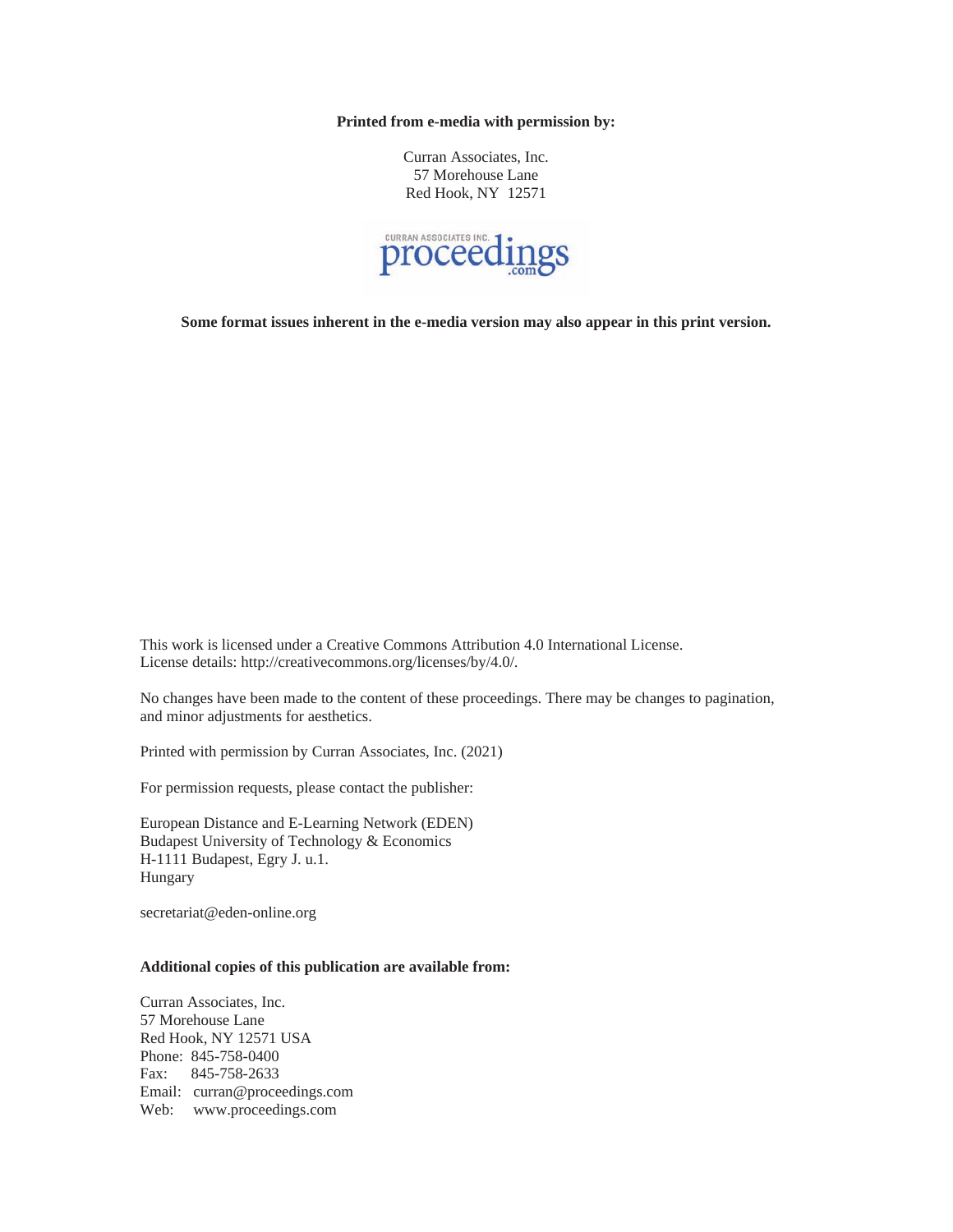**Printed from e-media with permission by:**

Curran Associates, Inc.
57 Morehouse Lane
Red Hook, NY 12571

**Some format issues inherent in the e-media version may also appear in this print version.**

This work is licensed under a Creative Commons Attribution 4.0 International License.
License details: http://creativecommons.org/licenses/by/4.0/.

No changes have been made to the content of these proceedings. There may be changes to pagination, and minor adjustments for aesthetics.

Printed with permission by Curran Associates, Inc. (2021)

For permission requests, please contact the publisher:

European Distance and E-Learning Network (EDEN)
Budapest University of Technology & Economics
H-1111 Budapest, Egry J. u.1.
Hungary

secretariat@eden-online.org

**Additional copies of this publication are available from:**

Curran Associates, Inc.
57 Morehouse Lane
Red Hook, NY 12571 USA
Phone: 845-758-0400
Fax: 845-758-2633
Email: curran@proceedings.com
Web: www.proceedings.com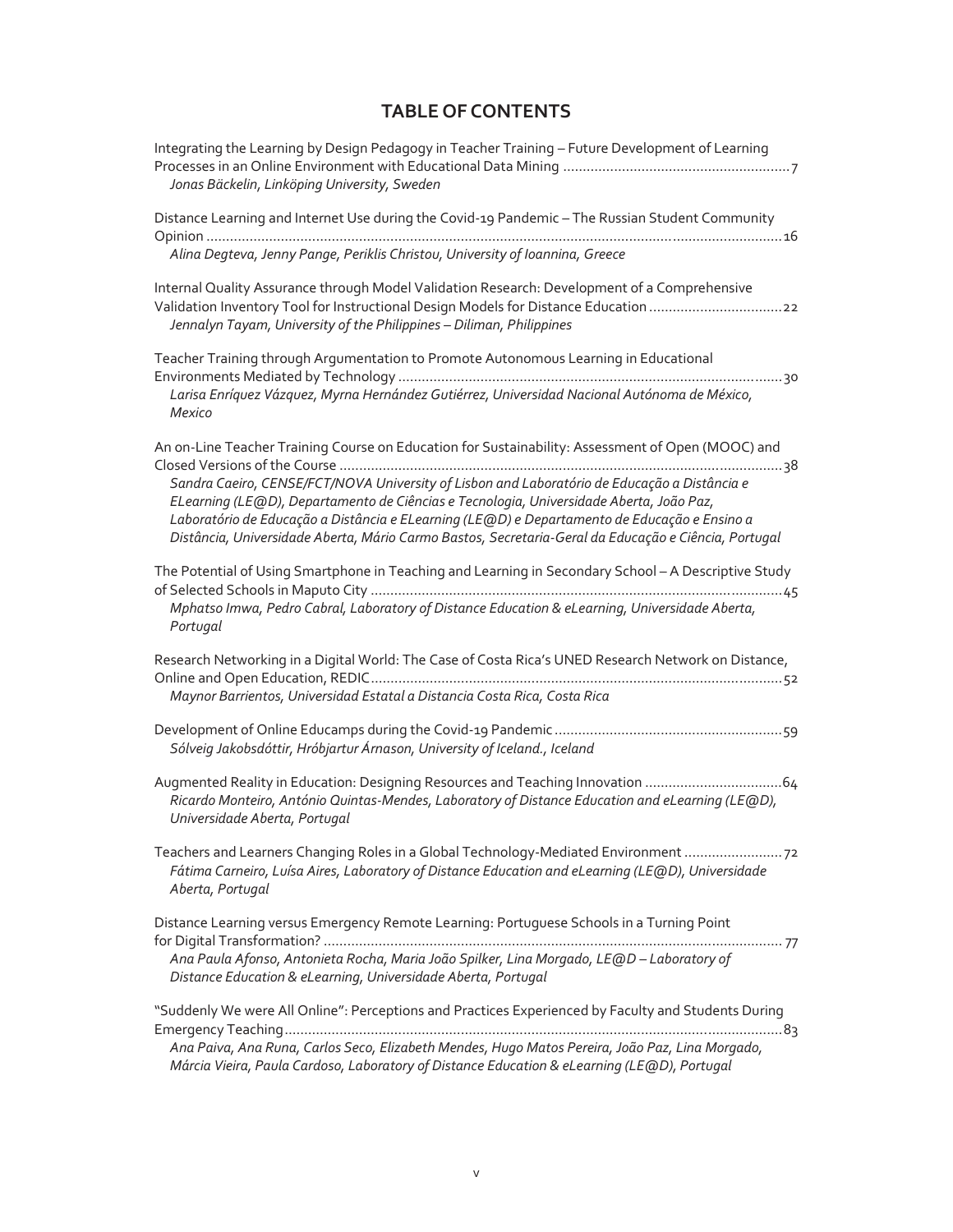# TABLE OF CONTENTS

Integrating the Learning by Design Pedagogy in Teacher Training – Future Development of Learning Processes in an Online Environment with Educational Data Mining .......... 7
*Jonas Bäckelin, Linköping University, Sweden*

Distance Learning and Internet Use during the Covid-19 Pandemic – The Russian Student Community Opinion .......... 16
*Alina Degteva, Jenny Pange, Periklis Christou, University of Ioannina, Greece*

Internal Quality Assurance through Model Validation Research: Development of a Comprehensive Validation Inventory Tool for Instructional Design Models for Distance Education .......... 22
*Jennalyn Tayam, University of the Philippines – Diliman, Philippines*

Teacher Training through Argumentation to Promote Autonomous Learning in Educational Environments Mediated by Technology .......... 30
*Larisa Enríquez Vázquez, Myrna Hernández Gutiérrez, Universidad Nacional Autónoma de México, Mexico*

An on-Line Teacher Training Course on Education for Sustainability: Assessment of Open (MOOC) and Closed Versions of the Course .......... 38
*Sandra Caeiro, CENSE/FCT/NOVA University of Lisbon and Laboratório de Educação a Distância e ELearning (LE@D), Departamento de Ciências e Tecnologia, Universidade Aberta, João Paz, Laboratório de Educação a Distância e ELearning (LE@D) e Departamento de Educação e Ensino a Distância, Universidade Aberta, Mário Carmo Bastos, Secretaria-Geral da Educação e Ciência, Portugal*

The Potential of Using Smartphone in Teaching and Learning in Secondary School – A Descriptive Study of Selected Schools in Maputo City .......... 45
*Mphatso Imwa, Pedro Cabral, Laboratory of Distance Education & eLearning, Universidade Aberta, Portugal*

Research Networking in a Digital World: The Case of Costa Rica's UNED Research Network on Distance, Online and Open Education, REDIC .......... 52
*Maynor Barrientos, Universidad Estatal a Distancia Costa Rica, Costa Rica*

Development of Online Educamps during the Covid-19 Pandemic .......... 59
*Sólveig Jakobsdóttir, Hróbjartur Árnason, University of Iceland., Iceland*

Augmented Reality in Education: Designing Resources and Teaching Innovation .......... 64
*Ricardo Monteiro, António Quintas-Mendes, Laboratory of Distance Education and eLearning (LE@D), Universidade Aberta, Portugal*

Teachers and Learners Changing Roles in a Global Technology-Mediated Environment .......... 72
*Fátima Carneiro, Luísa Aires, Laboratory of Distance Education and eLearning (LE@D), Universidade Aberta, Portugal*

Distance Learning versus Emergency Remote Learning: Portuguese Schools in a Turning Point for Digital Transformation? .......... 77
*Ana Paula Afonso, Antonieta Rocha, Maria João Spilker, Lina Morgado, LE@D – Laboratory of Distance Education & eLearning, Universidade Aberta, Portugal*

"Suddenly We were All Online": Perceptions and Practices Experienced by Faculty and Students During Emergency Teaching .......... 83
*Ana Paiva, Ana Runa, Carlos Seco, Elizabeth Mendes, Hugo Matos Pereira, João Paz, Lina Morgado, Márcia Vieira, Paula Cardoso, Laboratory of Distance Education & eLearning (LE@D), Portugal*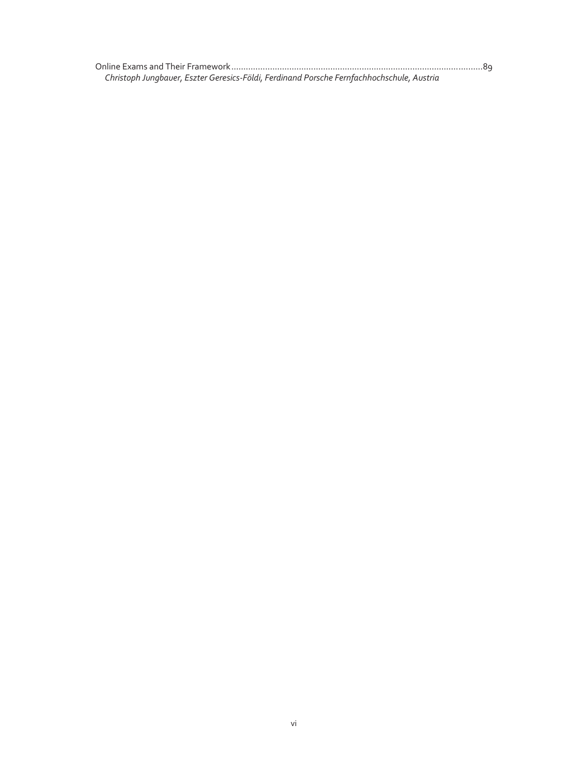Online Exams and Their Framework........................................................................................................89
*Christoph Jungbauer, Eszter Geresics-Földi, Ferdinand Porsche Fernfachhochschule, Austria*